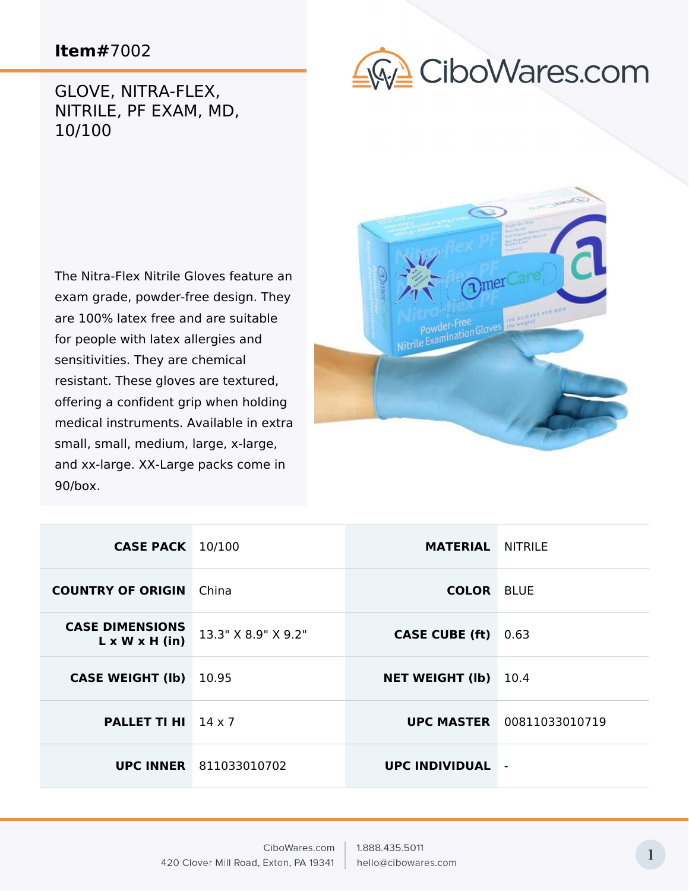**Item#**7002

# GLOVE, NITRA-FLEX, NITRILE, PF EXAM, MD, 10/100

CiboWares.com

The Nitra-Flex Nitrile Gloves feature an exam grade, powder-free design. They are 100% latex free and are suitable for people with latex allergies and sensitivities. They are chemical resistant. These gloves are textured, offering a confident grip when holding medical instruments. Available in extra small, small, medium, large, x-large, and xx-large. XX-Large packs come in 90/box.

| | | | |
|---|---|---|---|
| **CASE PACK** | 10/100 | **MATERIAL** | NITRILE |
| **COUNTRY OF ORIGIN** | China | **COLOR** | BLUE |
| **CASE DIMENSIONS L x W x H (in)** | 13.3" X 8.9" X 9.2" | **CASE CUBE (ft)** | 0.63 |
| **CASE WEIGHT (lb)** | 10.95 | **NET WEIGHT (lb)** | 10.4 |
| **PALLET TI HI** | 14 x 7 | **UPC MASTER** | 00811033010719 |
| **UPC INNER** | 811033010702 | **UPC INDIVIDUAL** | - |

CiboWares.com
420 Clover Mill Road, Exton, PA 19341

1.888.435.5011
hello@cibowares.com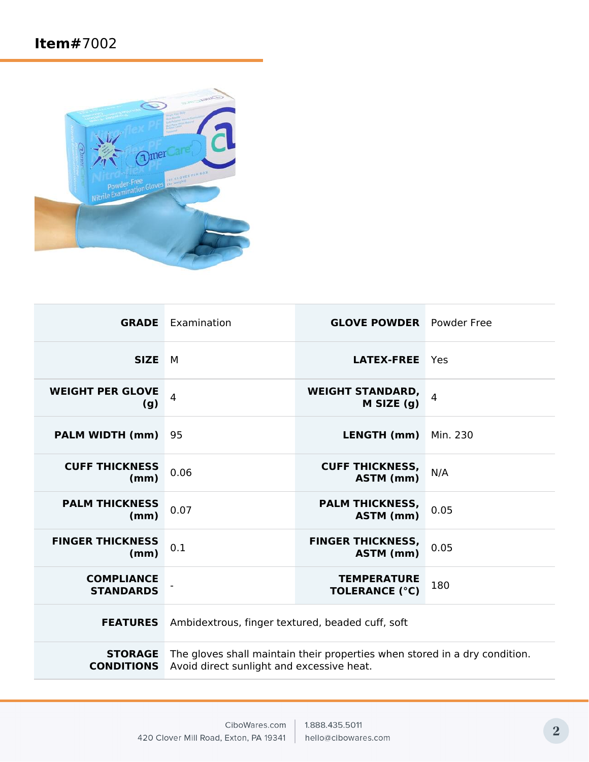## **Item#**7002

| | | | |
|---|---|---|---|
| **GRADE** | Examination | **GLOVE POWDER** | Powder Free |
| **SIZE** | M | **LATEX-FREE** | Yes |
| **WEIGHT PER GLOVE (g)** | 4 | **WEIGHT STANDARD, M SIZE (g)** | 4 |
| **PALM WIDTH (mm)** | 95 | **LENGTH (mm)** | Min. 230 |
| **CUFF THICKNESS (mm)** | 0.06 | **CUFF THICKNESS, ASTM (mm)** | N/A |
| **PALM THICKNESS (mm)** | 0.07 | **PALM THICKNESS, ASTM (mm)** | 0.05 |
| **FINGER THICKNESS (mm)** | 0.1 | **FINGER THICKNESS, ASTM (mm)** | 0.05 |
| **COMPLIANCE STANDARDS** | - | **TEMPERATURE TOLERANCE (°C)** | 180 |
| **FEATURES** | Ambidextrous, finger textured, beaded cuff, soft | | |
| **STORAGE CONDITIONS** | The gloves shall maintain their properties when stored in a dry condition. Avoid direct sunlight and excessive heat. | | |

CiboWares.com
420 Clover Mill Road, Exton, PA 19341

1.888.435.5011
hello@cibowares.com